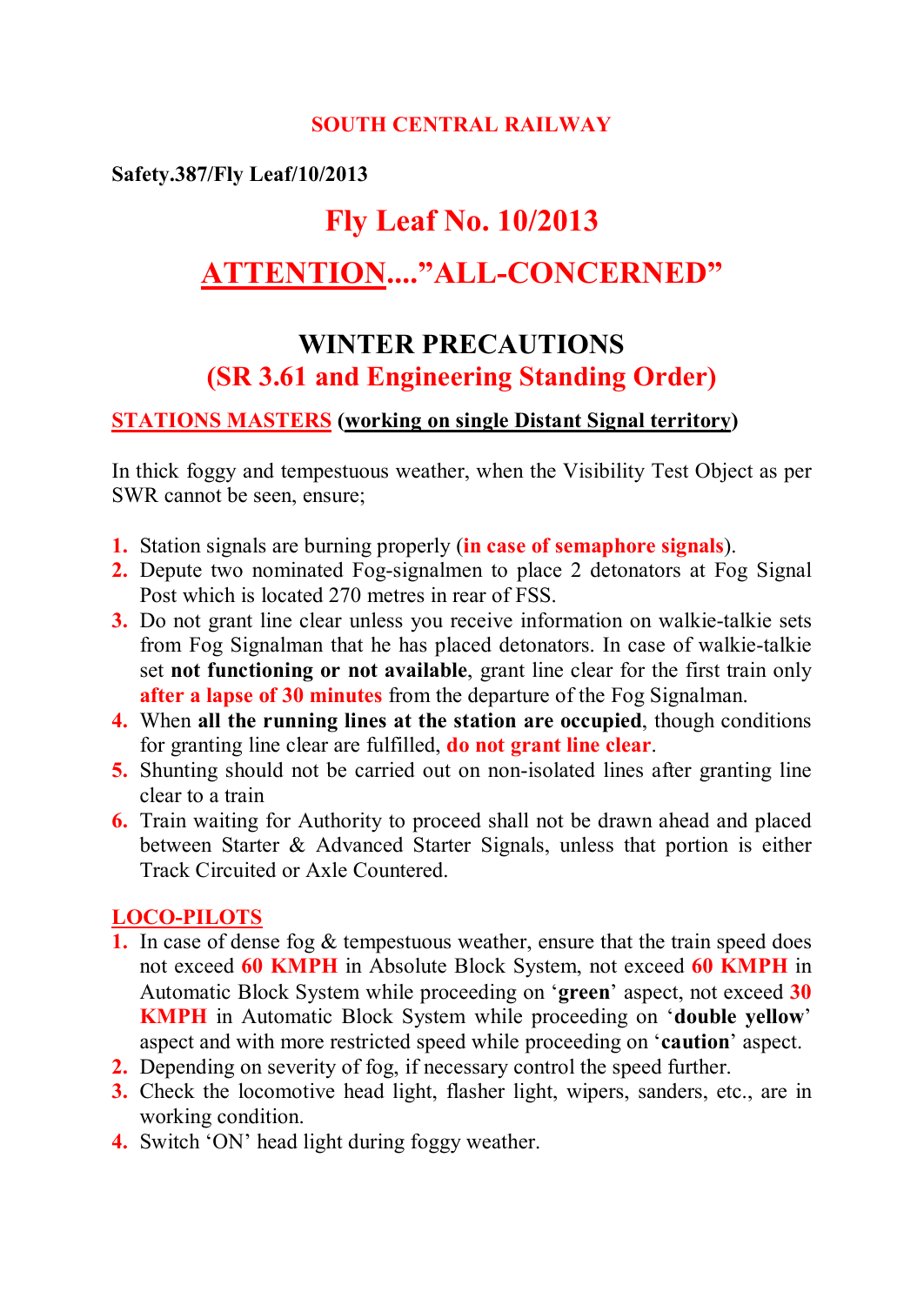**SOUTH CENTRAL RAILWAY**

**Safety.387/Fly Leaf/10/2013**

# Fly Leaf No. 10/2013

# ATTENTION....”ALL-CONCERNED”

## WINTER PRECAUTIONS

## (SR 3.61 and Engineering Standing Order)

**STATIONS MASTERS (working on single Distant Signal territory)**

In thick foggy and tempestuous weather, when the Visibility Test Object as per SWR cannot be seen, ensure;

1. Station signals are burning properly (**in case of semaphore signals**).
2. Depute two nominated Fog-signalmen to place 2 detonators at Fog Signal Post which is located 270 metres in rear of FSS.
3. Do not grant line clear unless you receive information on walkie-talkie sets from Fog Signalman that he has placed detonators. In case of walkie-talkie set **not functioning or not available**, grant line clear for the first train only **after a lapse of 30 minutes** from the departure of the Fog Signalman.
4. When **all the running lines at the station are occupied**, though conditions for granting line clear are fulfilled, **do not grant line clear**.
5. Shunting should not be carried out on non-isolated lines after granting line clear to a train
6. Train waiting for Authority to proceed shall not be drawn ahead and placed between Starter & Advanced Starter Signals, unless that portion is either Track Circuited or Axle Countered.

**LOCO-PILOTS**

1. In case of dense fog & tempestuous weather, ensure that the train speed does not exceed **60 KMPH** in Absolute Block System, not exceed **60 KMPH** in Automatic Block System while proceeding on ‘**green**’ aspect, not exceed **30 KMPH** in Automatic Block System while proceeding on ‘**double yellow**’ aspect and with more restricted speed while proceeding on ‘**caution**’ aspect.
2. Depending on severity of fog, if necessary control the speed further.
3. Check the locomotive head light, flasher light, wipers, sanders, etc., are in working condition.
4. Switch ‘ON’ head light during foggy weather.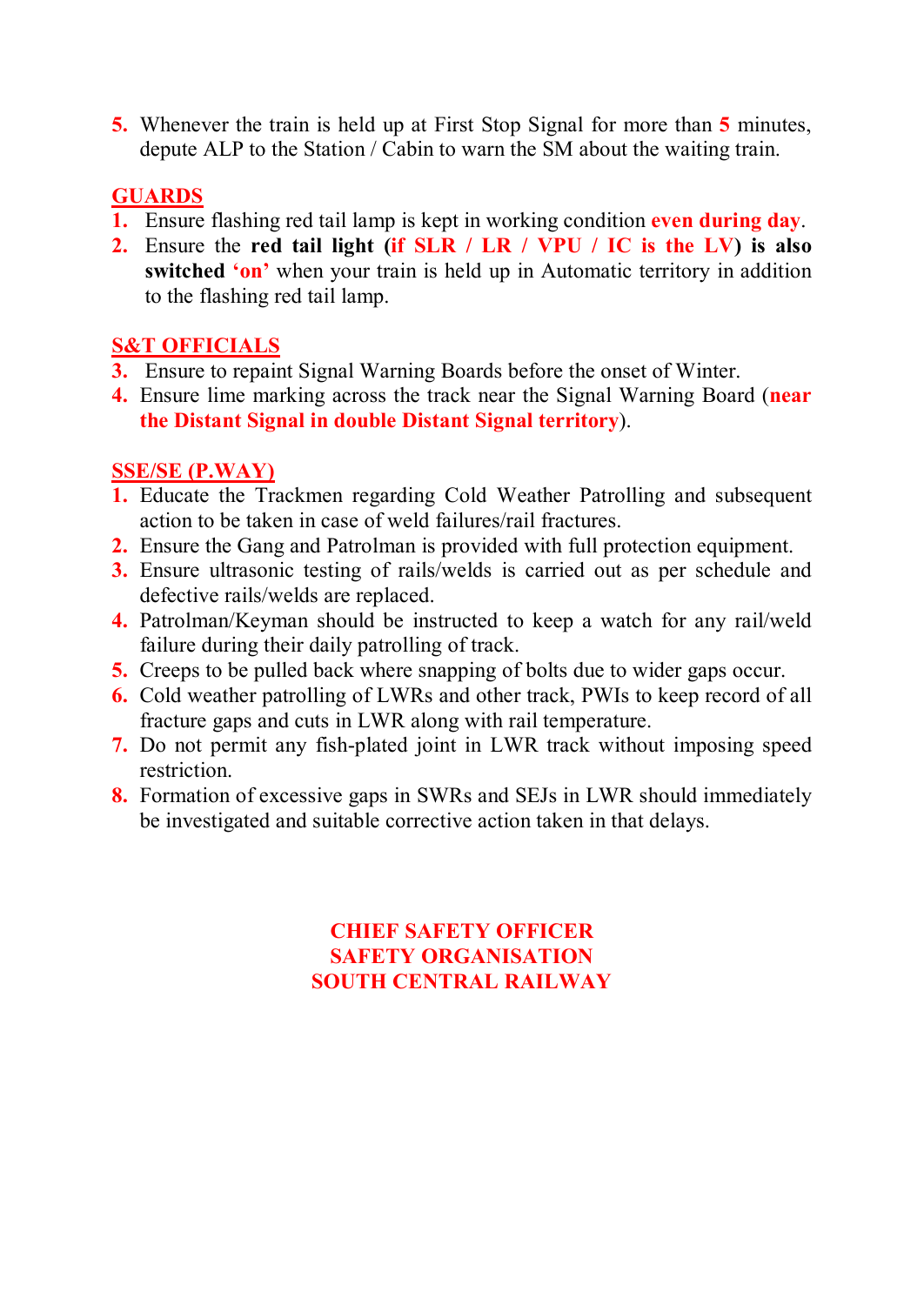5. Whenever the train is held up at First Stop Signal for more than **5** minutes, depute ALP to the Station / Cabin to warn the SM about the waiting train.

## GUARDS

1. Ensure flashing red tail lamp is kept in working condition **even during day**.
2. Ensure the **red tail light (if SLR / LR / VPU / IC is the LV) is also switched 'on'** when your train is held up in Automatic territory in addition to the flashing red tail lamp.

## S&T OFFICIALS

3. Ensure to repaint Signal Warning Boards before the onset of Winter.
4. Ensure lime marking across the track near the Signal Warning Board (**near the Distant Signal in double Distant Signal territory**).

## SSE/SE (P.WAY)

1. Educate the Trackmen regarding Cold Weather Patrolling and subsequent action to be taken in case of weld failures/rail fractures.
2. Ensure the Gang and Patrolman is provided with full protection equipment.
3. Ensure ultrasonic testing of rails/welds is carried out as per schedule and defective rails/welds are replaced.
4. Patrolman/Keyman should be instructed to keep a watch for any rail/weld failure during their daily patrolling of track.
5. Creeps to be pulled back where snapping of bolts due to wider gaps occur.
6. Cold weather patrolling of LWRs and other track, PWIs to keep record of all fracture gaps and cuts in LWR along with rail temperature.
7. Do not permit any fish-plated joint in LWR track without imposing speed restriction.
8. Formation of excessive gaps in SWRs and SEJs in LWR should immediately be investigated and suitable corrective action taken in that delays.

**CHIEF SAFETY OFFICER**
**SAFETY ORGANISATION**
**SOUTH CENTRAL RAILWAY**